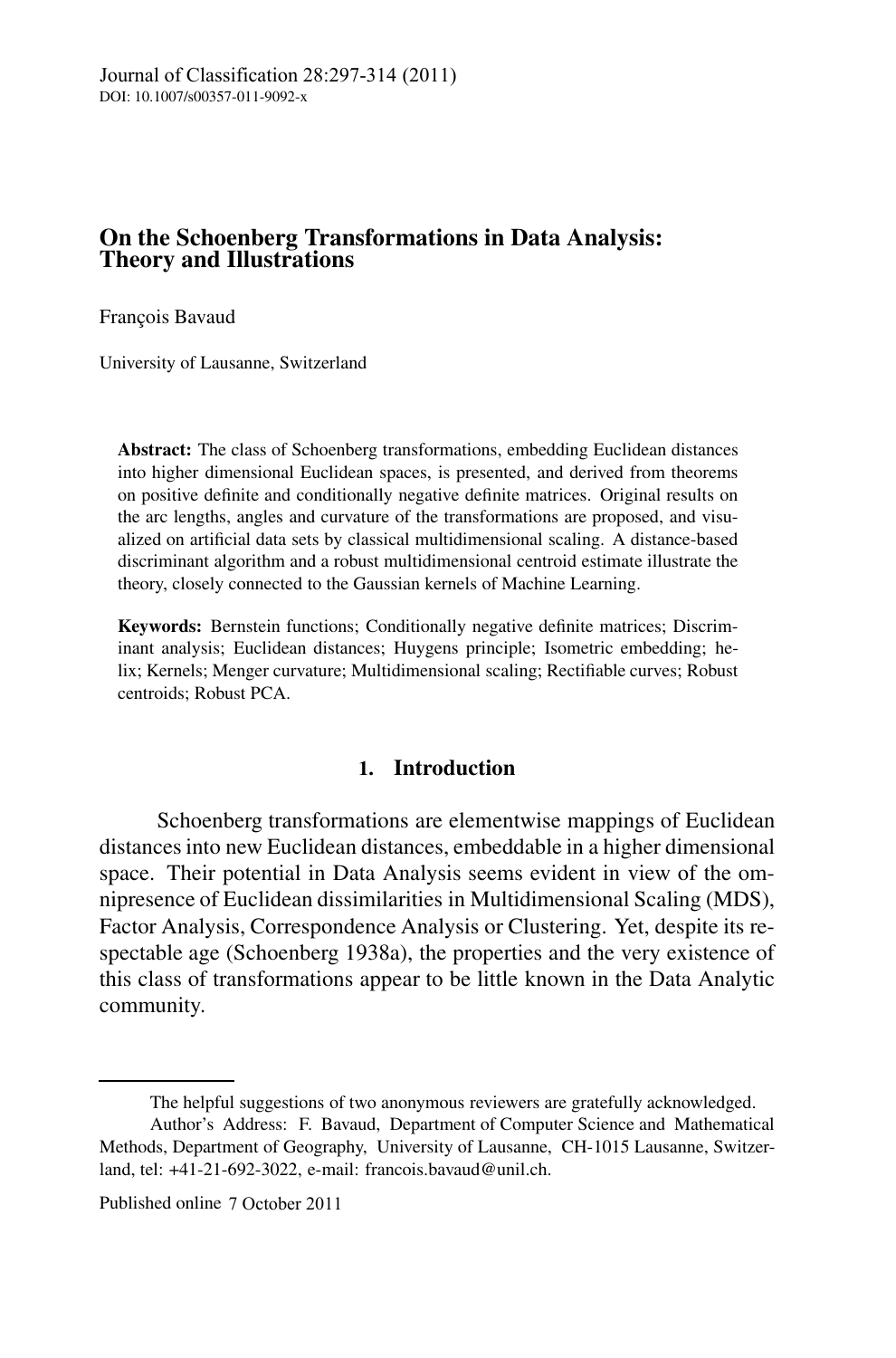# On the Schoenberg Transformations in Data Analysis: Theory and Illustrations

François Bavaud

University of Lausanne, Switzerland

**Abstract:** The class of Schoenberg transformations, embedding Euclidean distances into higher dimensional Euclidean spaces, is presented, and derived from theorems on positive definite and conditionally negative definite matrices. Original results on the arc lengths, angles and curvature of the transformations are proposed, and visualized on artificial data sets by classical multidimensional scaling. A distance-based discriminant algorithm and a robust multidimensional centroid estimate illustrate the theory, closely connected to the Gaussian kernels of Machine Learning.

**Keywords:** Bernstein functions; Conditionally negative definite matrices; Discriminant analysis; Euclidean distances; Huygens principle; Isometric embedding; helix; Kernels; Menger curvature; Multidimensional scaling; Rectifiable curves; Robust centroids; Robust PCA.

## 1. Introduction

Schoenberg transformations are elementwise mappings of Euclidean distances into new Euclidean distances, embeddable in a higher dimensional space. Their potential in Data Analysis seems evident in view of the omnipresence of Euclidean dissimilarities in Multidimensional Scaling (MDS), Factor Analysis, Correspondence Analysis or Clustering. Yet, despite its respectable age (Schoenberg 1938a), the properties and the very existence of this class of transformations appear to be little known in the Data Analytic community.

---

The helpful suggestions of two anonymous reviewers are gratefully acknowledged.

Author's Address: F. Bavaud, Department of Computer Science and Mathematical Methods, Department of Geography, University of Lausanne, CH-1015 Lausanne, Switzerland, tel: +41-21-692-3022, e-mail: francois.bavaud@unil.ch.

Published online 7 October 2011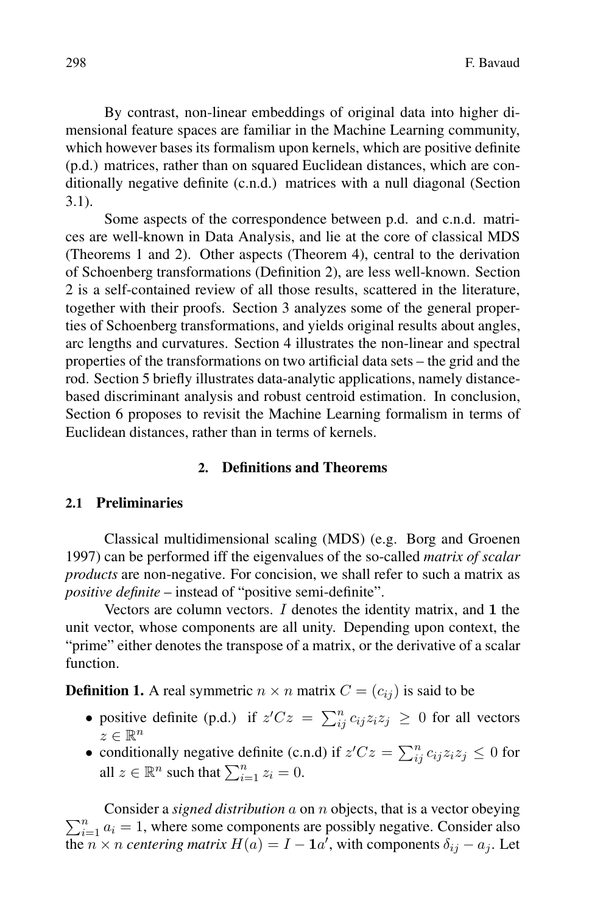By contrast, non-linear embeddings of original data into higher dimensional feature spaces are familiar in the Machine Learning community, which however bases its formalism upon kernels, which are positive definite (p.d.) matrices, rather than on squared Euclidean distances, which are conditionally negative definite (c.n.d.) matrices with a null diagonal (Section 3.1).

Some aspects of the correspondence between p.d. and c.n.d. matrices are well-known in Data Analysis, and lie at the core of classical MDS (Theorems 1 and 2). Other aspects (Theorem 4), central to the derivation of Schoenberg transformations (Definition 2), are less well-known. Section 2 is a self-contained review of all those results, scattered in the literature, together with their proofs. Section 3 analyzes some of the general properties of Schoenberg transformations, and yields original results about angles, arc lengths and curvatures. Section 4 illustrates the non-linear and spectral properties of the transformations on two artificial data sets – the grid and the rod. Section 5 briefly illustrates data-analytic applications, namely distance-based discriminant analysis and robust centroid estimation. In conclusion, Section 6 proposes to revisit the Machine Learning formalism in terms of Euclidean distances, rather than in terms of kernels.

## 2. Definitions and Theorems

### 2.1 Preliminaries

Classical multidimensional scaling (MDS) (e.g. Borg and Groenen 1997) can be performed iff the eigenvalues of the so-called *matrix of scalar products* are non-negative. For concision, we shall refer to such a matrix as *positive definite* – instead of "positive semi-definite".

Vectors are column vectors. $I$ denotes the identity matrix, and $\mathbf{1}$ the unit vector, whose components are all unity. Depending upon context, the "prime" either denotes the transpose of a matrix, or the derivative of a scalar function.

**Definition 1.** A real symmetric $n \times n$ matrix $C = (c_{ij})$ is said to be

- positive definite (p.d.) if $z'Cz = \sum_{ij}^{n} c_{ij} z_i z_j \geq 0$ for all vectors $z \in \mathbb{R}^n$
- conditionally negative definite (c.n.d) if $z'Cz = \sum_{ij}^{n} c_{ij} z_i z_j \leq 0$ for all $z \in \mathbb{R}^n$ such that $\sum_{i=1}^{n} z_i = 0$.

Consider a *signed distribution* $a$ on $n$ objects, that is a vector obeying $\sum_{i=1}^{n} a_i = 1$, where some components are possibly negative. Consider also the $n \times n$ *centering matrix* $H(a) = I - \mathbf{1}a'$, with components $\delta_{ij} - a_j$. Let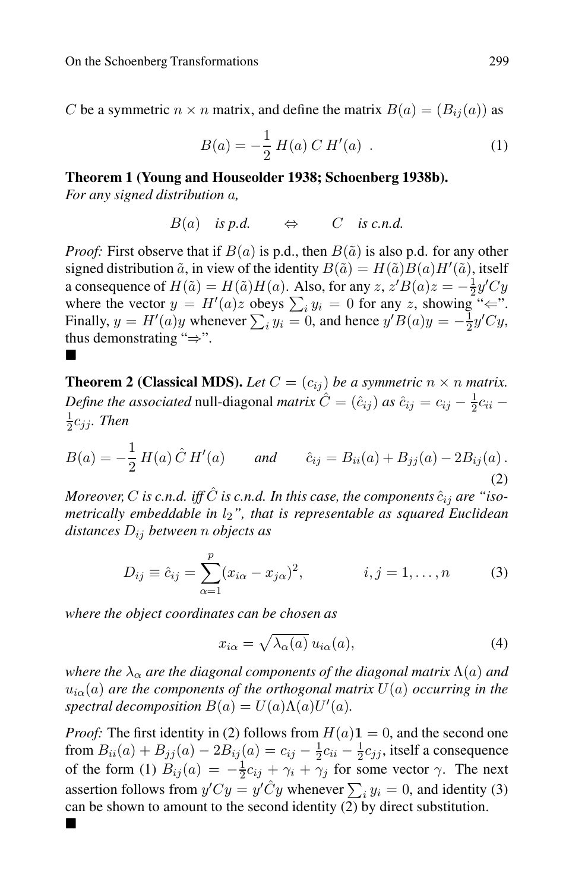$C$ be a symmetric $n \times n$ matrix, and define the matrix $B(a) = (B_{ij}(a))$ as

$$B(a) = -\frac{1}{2}\, H(a)\, C\, H'(a) \ . \tag{1}$$

**Theorem 1 (Young and Houseolder 1938; Schoenberg 1938b).** *For any signed distribution $a$,*

$$B(a) \quad \textit{is p.d.} \qquad \Leftrightarrow \qquad C \quad \textit{is c.n.d.}$$

*Proof:* First observe that if $B(a)$ is p.d., then $B(\tilde{a})$ is also p.d. for any other signed distribution $\tilde{a}$, in view of the identity $B(\tilde{a}) = H(\tilde{a})B(a)H'(\tilde{a})$, itself a consequence of $H(\tilde{a}) = H(\tilde{a})H(a)$. Also, for any $z$, $z'B(a)z = -\frac{1}{2}y'Cy$ where the vector $y = H'(a)z$ obeys $\sum_i y_i = 0$ for any $z$, showing "$\Leftarrow$". Finally, $y = H'(a)y$ whenever $\sum_i y_i = 0$, and hence $y'B(a)y = -\frac{1}{2}y'Cy$, thus demonstrating "$\Rightarrow$".
■

**Theorem 2 (Classical MDS).** *Let $C = (c_{ij})$ be a symmetric $n \times n$ matrix. Define the associated* null-diagonal *matrix $\hat{C} = (\hat{c}_{ij})$ as $\hat{c}_{ij} = c_{ij} - \frac{1}{2}c_{ii} - \frac{1}{2}c_{jj}$. Then*

$$B(a) = -\frac{1}{2}\, H(a)\, \hat{C}\, H'(a) \qquad \textit{and} \qquad \hat{c}_{ij} = B_{ii}(a) + B_{jj}(a) - 2B_{ij}(a)\,. \tag{2}$$

*Moreover, $C$ is c.n.d. iff $\hat{C}$ is c.n.d. In this case, the components $\hat{c}_{ij}$ are "isometrically embeddable in $l_2$", that is representable as squared Euclidean distances $D_{ij}$ between $n$ objects as*

$$D_{ij} \equiv \hat{c}_{ij} = \sum_{\alpha=1}^{p} (x_{i\alpha} - x_{j\alpha})^2, \qquad\qquad i, j = 1, \ldots, n \tag{3}$$

*where the object coordinates can be chosen as*

$$x_{i\alpha} = \sqrt{\lambda_\alpha(a)}\, u_{i\alpha}(a), \tag{4}$$

*where the $\lambda_\alpha$ are the diagonal components of the diagonal matrix $\Lambda(a)$ and $u_{i\alpha}(a)$ are the components of the orthogonal matrix $U(a)$ occurring in the spectral decomposition $B(a) = U(a)\Lambda(a)U'(a)$.*

*Proof:* The first identity in (2) follows from $H(a)\mathbf{1} = 0$, and the second one from $B_{ii}(a) + B_{jj}(a) - 2B_{ij}(a) = c_{ij} - \frac{1}{2}c_{ii} - \frac{1}{2}c_{jj}$, itself a consequence of the form (1) $B_{ij}(a) = -\frac{1}{2}c_{ij} + \gamma_i + \gamma_j$ for some vector $\gamma$. The next assertion follows from $y'Cy = y'\hat{C}y$ whenever $\sum_i y_i = 0$, and identity (3) can be shown to amount to the second identity (2) by direct substitution.
■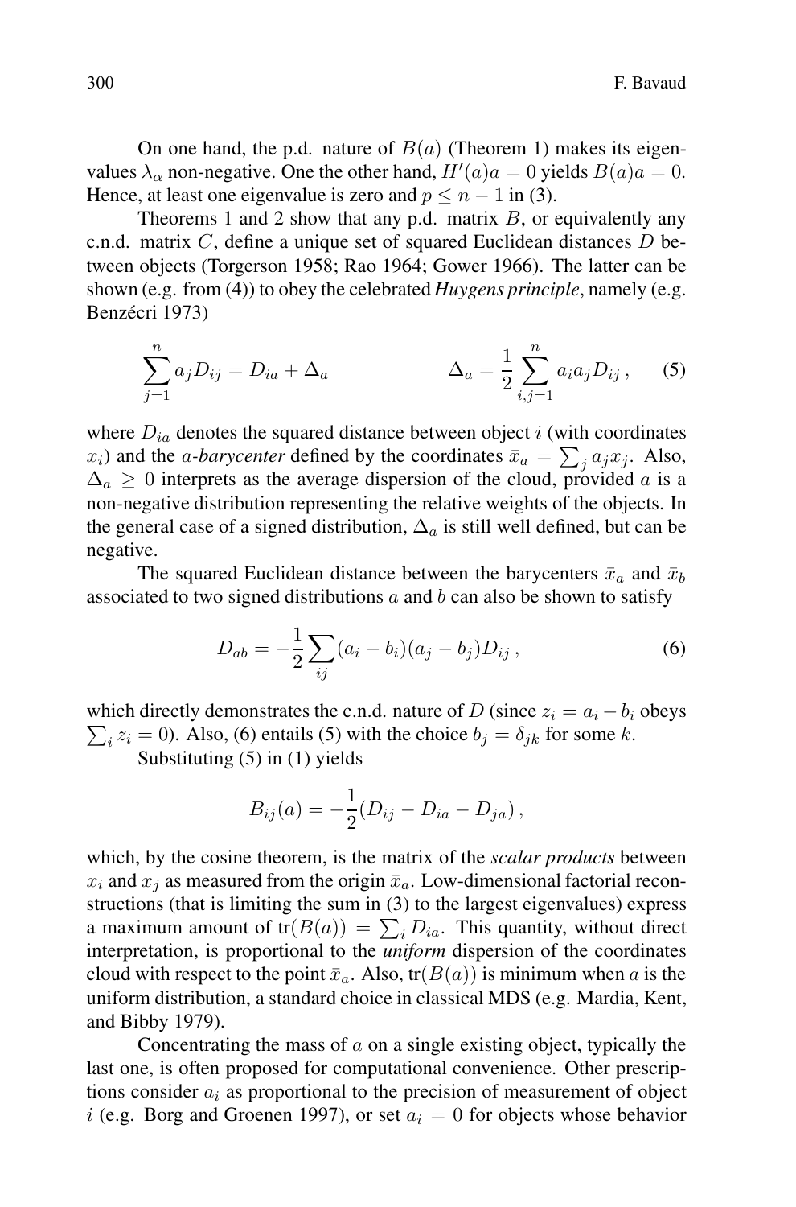On one hand, the p.d. nature of $B(a)$ (Theorem 1) makes its eigenvalues $\lambda_\alpha$ non-negative. One the other hand, $H'(a)a = 0$ yields $B(a)a = 0$. Hence, at least one eigenvalue is zero and $p \leq n-1$ in (3).

Theorems 1 and 2 show that any p.d. matrix $B$, or equivalently any c.n.d. matrix $C$, define a unique set of squared Euclidean distances $D$ between objects (Torgerson 1958; Rao 1964; Gower 1966). The latter can be shown (e.g. from (4)) to obey the celebrated *Huygens principle*, namely (e.g. Benzécri 1973)

$$\sum_{j=1}^{n} a_j D_{ij} = D_{ia} + \Delta_a \qquad\qquad \Delta_a = \frac{1}{2}\sum_{i,j=1}^{n} a_i a_j D_{ij}\,, \qquad (5)$$

where $D_{ia}$ denotes the squared distance between object $i$ (with coordinates $x_i$) and the *a-barycenter* defined by the coordinates $\bar{x}_a = \sum_j a_j x_j$. Also, $\Delta_a \geq 0$ interprets as the average dispersion of the cloud, provided $a$ is a non-negative distribution representing the relative weights of the objects. In the general case of a signed distribution, $\Delta_a$ is still well defined, but can be negative.

The squared Euclidean distance between the barycenters $\bar{x}_a$ and $\bar{x}_b$ associated to two signed distributions $a$ and $b$ can also be shown to satisfy

$$D_{ab} = -\frac{1}{2}\sum_{ij}(a_i - b_i)(a_j - b_j)D_{ij}\,, \qquad (6)$$

which directly demonstrates the c.n.d. nature of $D$ (since $z_i = a_i - b_i$ obeys $\sum_i z_i = 0$). Also, (6) entails (5) with the choice $b_j = \delta_{jk}$ for some $k$.

Substituting (5) in (1) yields

$$B_{ij}(a) = -\frac{1}{2}(D_{ij} - D_{ia} - D_{ja})\,,$$

which, by the cosine theorem, is the matrix of the *scalar products* between $x_i$ and $x_j$ as measured from the origin $\bar{x}_a$. Low-dimensional factorial reconstructions (that is limiting the sum in (3) to the largest eigenvalues) express a maximum amount of $\text{tr}(B(a)) = \sum_i D_{ia}$. This quantity, without direct interpretation, is proportional to the *uniform* dispersion of the coordinates cloud with respect to the point $\bar{x}_a$. Also, $\text{tr}(B(a))$ is minimum when $a$ is the uniform distribution, a standard choice in classical MDS (e.g. Mardia, Kent, and Bibby 1979).

Concentrating the mass of $a$ on a single existing object, typically the last one, is often proposed for computational convenience. Other prescriptions consider $a_i$ as proportional to the precision of measurement of object $i$ (e.g. Borg and Groenen 1997), or set $a_i = 0$ for objects whose behavior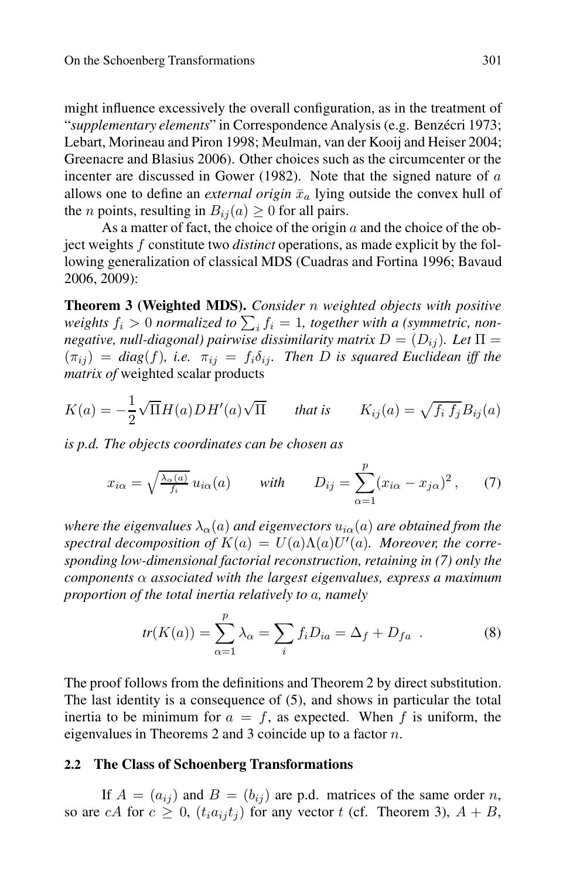might influence excessively the overall configuration, as in the treatment of "*supplementary elements*" in Correspondence Analysis (e.g. Benzécri 1973; Lebart, Morineau and Piron 1998; Meulman, van der Kooij and Heiser 2004; Greenacre and Blasius 2006). Other choices such as the circumcenter or the incenter are discussed in Gower (1982). Note that the signed nature of $a$ allows one to define an *external origin* $\bar{x}_a$ lying outside the convex hull of the $n$ points, resulting in $B_{ij}(a) \geq 0$ for all pairs.

As a matter of fact, the choice of the origin $a$ and the choice of the object weights $f$ constitute two *distinct* operations, as made explicit by the following generalization of classical MDS (Cuadras and Fortina 1996; Bavaud 2006, 2009):

**Theorem 3 (Weighted MDS).** *Consider $n$ weighted objects with positive weights $f_i > 0$ normalized to $\sum_i f_i = 1$, together with a (symmetric, non-negative, null-diagonal) pairwise dissimilarity matrix $D = (D_{ij})$. Let $\Pi = (\pi_{ij}) = diag(f)$, i.e. $\pi_{ij} = f_i \delta_{ij}$. Then $D$ is squared Euclidean iff the matrix of* weighted scalar products

$$K(a) = -\frac{1}{2}\sqrt{\Pi} H(a) D H'(a) \sqrt{\Pi} \qquad \textit{that is} \qquad K_{ij}(a) = \sqrt{f_i\, f_j} B_{ij}(a)$$

*is p.d. The objects coordinates can be chosen as*

$$x_{i\alpha} = \sqrt{\tfrac{\lambda_\alpha(a)}{f_i}}\, u_{i\alpha}(a) \qquad \textit{with} \qquad D_{ij} = \sum_{\alpha=1}^{p} (x_{i\alpha} - x_{j\alpha})^2 \,, \qquad (7)$$

*where the eigenvalues $\lambda_\alpha(a)$ and eigenvectors $u_{i\alpha}(a)$ are obtained from the spectral decomposition of $K(a) = U(a)\Lambda(a)U'(a)$. Moreover, the corresponding low-dimensional factorial reconstruction, retaining in (7) only the components $\alpha$ associated with the largest eigenvalues, express a maximum proportion of the total inertia relatively to $a$, namely*

$$tr(K(a)) = \sum_{\alpha=1}^{p} \lambda_\alpha = \sum_i f_i D_{ia} = \Delta_f + D_{fa} \ . \qquad (8)$$

The proof follows from the definitions and Theorem 2 by direct substitution. The last identity is a consequence of (5), and shows in particular the total inertia to be minimum for $a = f$, as expected. When $f$ is uniform, the eigenvalues in Theorems 2 and 3 coincide up to a factor $n$.

### 2.2 The Class of Schoenberg Transformations

If $A = (a_{ij})$ and $B = (b_{ij})$ are p.d. matrices of the same order $n$, so are $cA$ for $c \geq 0$, $(t_i a_{ij} t_j)$ for any vector $t$ (cf. Theorem 3), $A + B$,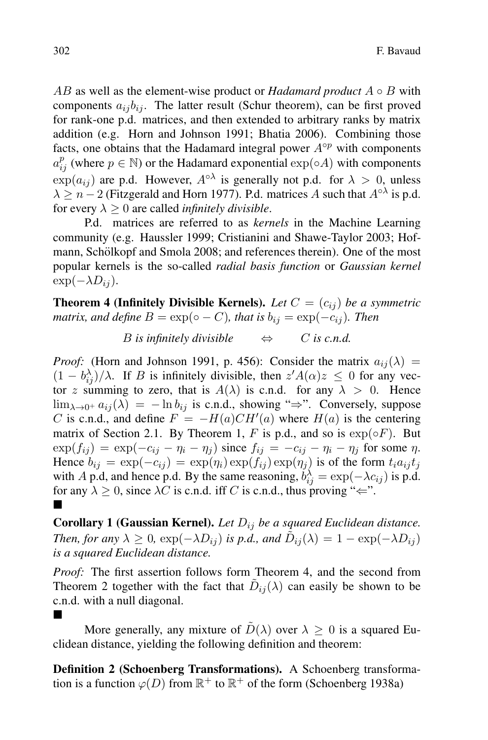$AB$ as well as the element-wise product or *Hadamard product* $A \circ B$ with components $a_{ij}b_{ij}$. The latter result (Schur theorem), can be first proved for rank-one p.d. matrices, and then extended to arbitrary ranks by matrix addition (e.g. Horn and Johnson 1991; Bhatia 2006). Combining those facts, one obtains that the Hadamard integral power $A^{\circ p}$ with components $a_{ij}^p$ (where $p \in \mathbb{N}$) or the Hadamard exponential $\exp(\circ A)$ with components $\exp(a_{ij})$ are p.d. However, $A^{\circ \lambda}$ is generally not p.d. for $\lambda > 0$, unless $\lambda \geq n-2$ (Fitzgerald and Horn 1977). P.d. matrices $A$ such that $A^{\circ \lambda}$ is p.d. for every $\lambda \geq 0$ are called *infinitely divisible*.

P.d. matrices are referred to as *kernels* in the Machine Learning community (e.g. Haussler 1999; Cristianini and Shawe-Taylor 2003; Hofmann, Schölkopf and Smola 2008; and references therein). One of the most popular kernels is the so-called *radial basis function* or *Gaussian kernel* $\exp(-\lambda D_{ij})$.

**Theorem 4 (Infinitely Divisible Kernels).** *Let $C = (c_{ij})$ be a symmetric matrix, and define $B = \exp(\circ - C)$, that is $b_{ij} = \exp(-c_{ij})$. Then*

$$B \text{ is infinitely divisible} \qquad \Leftrightarrow \qquad C \text{ is c.n.d.}$$

*Proof:* (Horn and Johnson 1991, p. 456): Consider the matrix $a_{ij}(\lambda) = (1 - b_{ij}^{\lambda})/\lambda$. If $B$ is infinitely divisible, then $z'A(\alpha)z \leq 0$ for any vector $z$ summing to zero, that is $A(\lambda)$ is c.n.d. for any $\lambda > 0$. Hence $\lim_{\lambda \to 0^+} a_{ij}(\lambda) = -\ln b_{ij}$ is c.n.d., showing "$\Rightarrow$". Conversely, suppose $C$ is c.n.d., and define $F = -H(a)CH'(a)$ where $H(a)$ is the centering matrix of Section 2.1. By Theorem 1, $F$ is p.d., and so is $\exp(\circ F)$. But $\exp(f_{ij}) = \exp(-c_{ij} - \eta_i - \eta_j)$ since $f_{ij} = -c_{ij} - \eta_i - \eta_j$ for some $\eta$. Hence $b_{ij} = \exp(-c_{ij}) = \exp(\eta_i)\exp(f_{ij})\exp(\eta_j)$ is of the form $t_i a_{ij} t_j$ with $A$ p.d, and hence p.d. By the same reasoning, $b_{ij}^{\lambda} = \exp(-\lambda c_{ij})$ is p.d. for any $\lambda \geq 0$, since $\lambda C$ is c.n.d. iff $C$ is c.n.d., thus proving "$\Leftarrow$".
■

**Corollary 1 (Gaussian Kernel).** *Let $D_{ij}$ be a squared Euclidean distance. Then, for any $\lambda \geq 0$, $\exp(-\lambda D_{ij})$ is p.d., and $\tilde{D}_{ij}(\lambda) = 1 - \exp(-\lambda D_{ij})$ is a squared Euclidean distance.*

*Proof:* The first assertion follows form Theorem 4, and the second from Theorem 2 together with the fact that $\tilde{D}_{ij}(\lambda)$ can easily be shown to be c.n.d. with a null diagonal.
■

More generally, any mixture of $\tilde{D}(\lambda)$ over $\lambda \geq 0$ is a squared Euclidean distance, yielding the following definition and theorem:

**Definition 2 (Schoenberg Transformations).** A Schoenberg transformation is a function $\varphi(D)$ from $\mathbb{R}^+$ to $\mathbb{R}^+$ of the form (Schoenberg 1938a)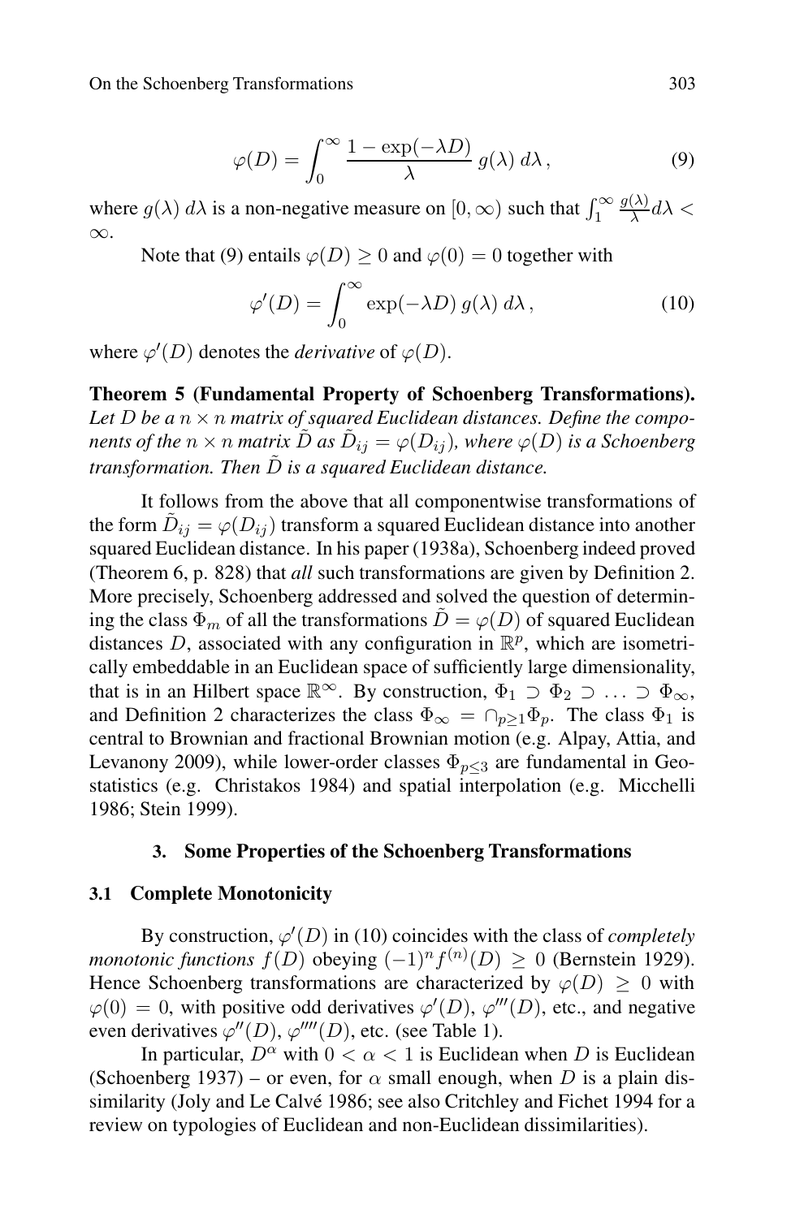$$\varphi(D) = \int_0^\infty \frac{1 - \exp(-\lambda D)}{\lambda}\, g(\lambda)\, d\lambda\,, \tag{9}$$

where $g(\lambda)\, d\lambda$ is a non-negative measure on $[0, \infty)$ such that $\int_1^\infty \frac{g(\lambda)}{\lambda} d\lambda < \infty$.

Note that (9) entails $\varphi(D) \geq 0$ and $\varphi(0) = 0$ together with

$$\varphi'(D) = \int_0^\infty \exp(-\lambda D)\, g(\lambda)\, d\lambda\,, \tag{10}$$

where $\varphi'(D)$ denotes the *derivative* of $\varphi(D)$.

**Theorem 5 (Fundamental Property of Schoenberg Transformations).** *Let $D$ be a $n \times n$ matrix of squared Euclidean distances. Define the components of the $n \times n$ matrix $\tilde{D}$ as $\tilde{D}_{ij} = \varphi(D_{ij})$, where $\varphi(D)$ is a Schoenberg transformation. Then $\tilde{D}$ is a squared Euclidean distance.*

It follows from the above that all componentwise transformations of the form $\tilde{D}_{ij} = \varphi(D_{ij})$ transform a squared Euclidean distance into another squared Euclidean distance. In his paper (1938a), Schoenberg indeed proved (Theorem 6, p. 828) that *all* such transformations are given by Definition 2. More precisely, Schoenberg addressed and solved the question of determining the class $\Phi_m$ of all the transformations $\tilde{D} = \varphi(D)$ of squared Euclidean distances $D$, associated with any configuration in $\mathbb{R}^p$, which are isometrically embeddable in an Euclidean space of sufficiently large dimensionality, that is in an Hilbert space $\mathbb{R}^\infty$. By construction, $\Phi_1 \supset \Phi_2 \supset \ldots \supset \Phi_\infty$, and Definition 2 characterizes the class $\Phi_\infty = \cap_{p \geq 1} \Phi_p$. The class $\Phi_1$ is central to Brownian and fractional Brownian motion (e.g. Alpay, Attia, and Levanony 2009), while lower-order classes $\Phi_{p \leq 3}$ are fundamental in Geostatistics (e.g. Christakos 1984) and spatial interpolation (e.g. Micchelli 1986; Stein 1999).

## 3. Some Properties of the Schoenberg Transformations

### 3.1 Complete Monotonicity

By construction, $\varphi'(D)$ in (10) coincides with the class of *completely monotonic functions* $f(D)$ obeying $(-1)^n f^{(n)}(D) \geq 0$ (Bernstein 1929). Hence Schoenberg transformations are characterized by $\varphi(D) \geq 0$ with $\varphi(0) = 0$, with positive odd derivatives $\varphi'(D)$, $\varphi'''(D)$, etc., and negative even derivatives $\varphi''(D)$, $\varphi''''(D)$, etc. (see Table 1).

In particular, $D^\alpha$ with $0 < \alpha < 1$ is Euclidean when $D$ is Euclidean (Schoenberg 1937) – or even, for $\alpha$ small enough, when $D$ is a plain dissimilarity (Joly and Le Calvé 1986; see also Critchley and Fichet 1994 for a review on typologies of Euclidean and non-Euclidean dissimilarities).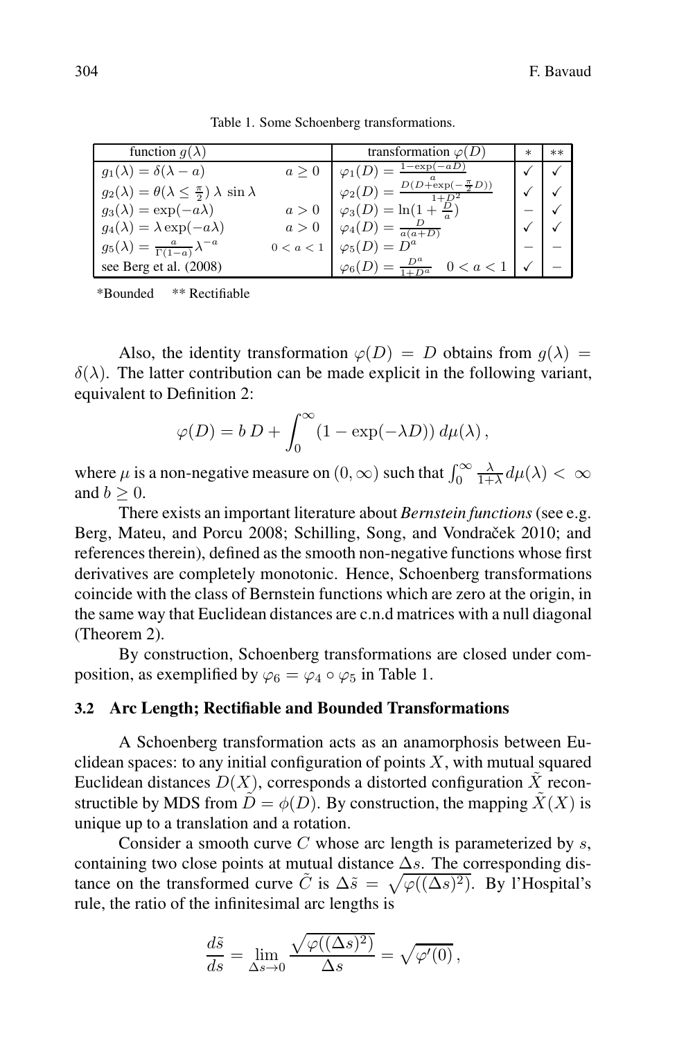Table 1. Some Schoenberg transformations.

| function $g(\lambda)$ | | transformation $\varphi(D)$ | * | ** |
|---|---|---|---|---|
| $g_1(\lambda) = \delta(\lambda - a)$ | $a \geq 0$ | $\varphi_1(D) = \frac{1-\exp(-aD)}{a}$ | ✓ | ✓ |
| $g_2(\lambda) = \theta(\lambda \leq \frac{\pi}{2})\ \lambda\ \sin \lambda$ | | $\varphi_2(D) = \frac{D(D+\exp(-\frac{\pi}{2}D))}{1+D^2}$ | ✓ | ✓ |
| $g_3(\lambda) = \exp(-a\lambda)$ | $a > 0$ | $\varphi_3(D) = \ln(1 + \frac{D}{a})$ | − | ✓ |
| $g_4(\lambda) = \lambda \exp(-a\lambda)$ | $a > 0$ | $\varphi_4(D) = \frac{D}{a(a+D)}$ | ✓ | ✓ |
| $g_5(\lambda) = \frac{a}{\Gamma(1-a)}\lambda^{-a}$ | $0 < a < 1$ | $\varphi_5(D) = D^a$ | − | − |
| see Berg et al. (2008) | | $\varphi_6(D) = \frac{D^a}{1+D^a} \quad 0 < a < 1$ | ✓ | − |

*Bounded  ** Rectifiable

Also, the identity transformation $\varphi(D) = D$ obtains from $g(\lambda) = \delta(\lambda)$. The latter contribution can be made explicit in the following variant, equivalent to Definition 2:

$$\varphi(D) = b\,D + \int_0^\infty (1 - \exp(-\lambda D))\, d\mu(\lambda)\,,$$

where $\mu$ is a non-negative measure on $(0, \infty)$ such that $\int_0^\infty \frac{\lambda}{1+\lambda} d\mu(\lambda) < \infty$ and $b \geq 0$.

There exists an important literature about *Bernstein functions* (see e.g. Berg, Mateu, and Porcu 2008; Schilling, Song, and Vondraček 2010; and references therein), defined as the smooth non-negative functions whose first derivatives are completely monotonic. Hence, Schoenberg transformations coincide with the class of Bernstein functions which are zero at the origin, in the same way that Euclidean distances are c.n.d matrices with a null diagonal (Theorem 2).

By construction, Schoenberg transformations are closed under composition, as exemplified by $\varphi_6 = \varphi_4 \circ \varphi_5$ in Table 1.

### 3.2 Arc Length; Rectifiable and Bounded Transformations

A Schoenberg transformation acts as an anamorphosis between Euclidean spaces: to any initial configuration of points $X$, with mutual squared Euclidean distances $D(X)$, corresponds a distorted configuration $\tilde{X}$ reconstructible by MDS from $\tilde{D} = \phi(D)$. By construction, the mapping $\tilde{X}(X)$ is unique up to a translation and a rotation.

Consider a smooth curve $C$ whose arc length is parameterized by $s$, containing two close points at mutual distance $\Delta s$. The corresponding distance on the transformed curve $\tilde{C}$ is $\Delta\tilde{s} = \sqrt{\varphi((\Delta s)^2)}$. By l'Hospital's rule, the ratio of the infinitesimal arc lengths is

$$\frac{d\tilde{s}}{ds} = \lim_{\Delta s \to 0} \frac{\sqrt{\varphi((\Delta s)^2)}}{\Delta s} = \sqrt{\varphi'(0)}\,,$$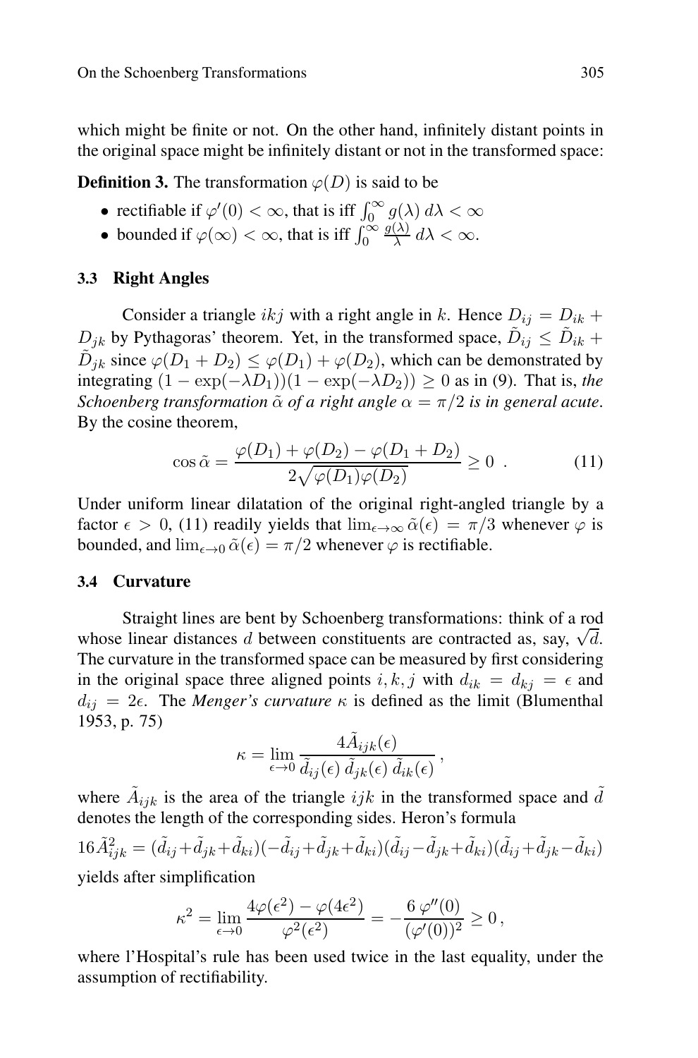which might be finite or not. On the other hand, infinitely distant points in the original space might be infinitely distant or not in the transformed space:

**Definition 3.** The transformation $\varphi(D)$ is said to be

- rectifiable if $\varphi'(0) < \infty$, that is iff $\int_0^\infty g(\lambda)\, d\lambda < \infty$
- bounded if $\varphi(\infty) < \infty$, that is iff $\int_0^\infty \frac{g(\lambda)}{\lambda}\, d\lambda < \infty$.

### 3.3 Right Angles

Consider a triangle $ikj$ with a right angle in $k$. Hence $D_{ij} = D_{ik} + D_{jk}$ by Pythagoras' theorem. Yet, in the transformed space, $\tilde{D}_{ij} \leq \tilde{D}_{ik} + \tilde{D}_{jk}$ since $\varphi(D_1 + D_2) \leq \varphi(D_1) + \varphi(D_2)$, which can be demonstrated by integrating $(1 - \exp(-\lambda D_1))(1 - \exp(-\lambda D_2)) \geq 0$ as in (9). That is, *the Schoenberg transformation $\tilde{\alpha}$ of a right angle $\alpha = \pi/2$ is in general acute*. By the cosine theorem,

$$\cos \tilde{\alpha} = \frac{\varphi(D_1) + \varphi(D_2) - \varphi(D_1 + D_2)}{2\sqrt{\varphi(D_1)\varphi(D_2)}} \geq 0 \ . \tag{11}$$

Under uniform linear dilatation of the original right-angled triangle by a factor $\epsilon > 0$, (11) readily yields that $\lim_{\epsilon \to \infty} \tilde{\alpha}(\epsilon) = \pi/3$ whenever $\varphi$ is bounded, and $\lim_{\epsilon \to 0} \tilde{\alpha}(\epsilon) = \pi/2$ whenever $\varphi$ is rectifiable.

### 3.4 Curvature

Straight lines are bent by Schoenberg transformations: think of a rod whose linear distances $d$ between constituents are contracted as, say, $\sqrt{d}$. The curvature in the transformed space can be measured by first considering in the original space three aligned points $i, k, j$ with $d_{ik} = d_{kj} = \epsilon$ and $d_{ij} = 2\epsilon$. The *Menger's curvature* $\kappa$ is defined as the limit (Blumenthal 1953, p. 75)

$$\kappa = \lim_{\epsilon \to 0} \frac{4\tilde{A}_{ijk}(\epsilon)}{\tilde{d}_{ij}(\epsilon)\, \tilde{d}_{jk}(\epsilon)\, \tilde{d}_{ik}(\epsilon)}\,,$$

where $\tilde{A}_{ijk}$ is the area of the triangle $ijk$ in the transformed space and $\tilde{d}$ denotes the length of the corresponding sides. Heron's formula

$$16\tilde{A}^2_{ijk} = (\tilde{d}_{ij} + \tilde{d}_{jk} + \tilde{d}_{ki})(-\tilde{d}_{ij} + \tilde{d}_{jk} + \tilde{d}_{ki})(\tilde{d}_{ij} - \tilde{d}_{jk} + \tilde{d}_{ki})(\tilde{d}_{ij} + \tilde{d}_{jk} - \tilde{d}_{ki})$$

yields after simplification

$$\kappa^2 = \lim_{\epsilon \to 0} \frac{4\varphi(\epsilon^2) - \varphi(4\epsilon^2)}{\varphi^2(\epsilon^2)} = -\frac{6\, \varphi''(0)}{(\varphi'(0))^2} \geq 0\,,$$

where l'Hospital's rule has been used twice in the last equality, under the assumption of rectifiability.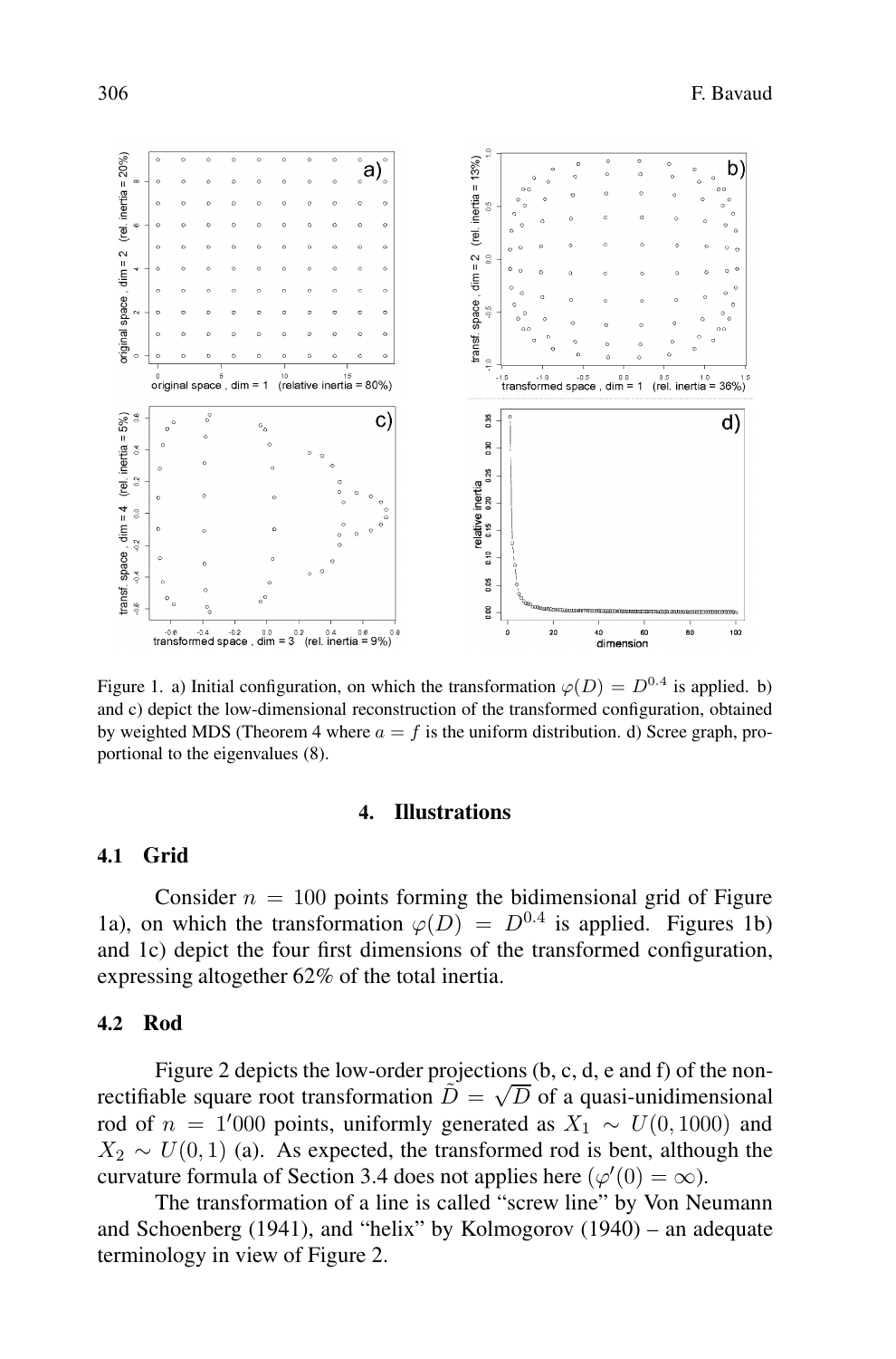Figure 1. a) Initial configuration, on which the transformation $\varphi(D) = D^{0.4}$ is applied. b) and c) depict the low-dimensional reconstruction of the transformed configuration, obtained by weighted MDS (Theorem 4 where $a = f$ is the uniform distribution. d) Scree graph, proportional to the eigenvalues (8).

## 4. Illustrations

### 4.1 Grid

Consider $n = 100$ points forming the bidimensional grid of Figure 1a), on which the transformation $\varphi(D) = D^{0.4}$ is applied. Figures 1b) and 1c) depict the four first dimensions of the transformed configuration, expressing altogether 62% of the total inertia.

### 4.2 Rod

Figure 2 depicts the low-order projections (b, c, d, e and f) of the non-rectifiable square root transformation $\tilde{D} = \sqrt{D}$ of a quasi-unidimensional rod of $n = 1'000$ points, uniformly generated as $X_1 \sim U(0, 1000)$ and $X_2 \sim U(0, 1)$ (a). As expected, the transformed rod is bent, although the curvature formula of Section 3.4 does not applies here ($\varphi'(0) = \infty$).

The transformation of a line is called "screw line" by Von Neumann and Schoenberg (1941), and "helix" by Kolmogorov (1940) – an adequate terminology in view of Figure 2.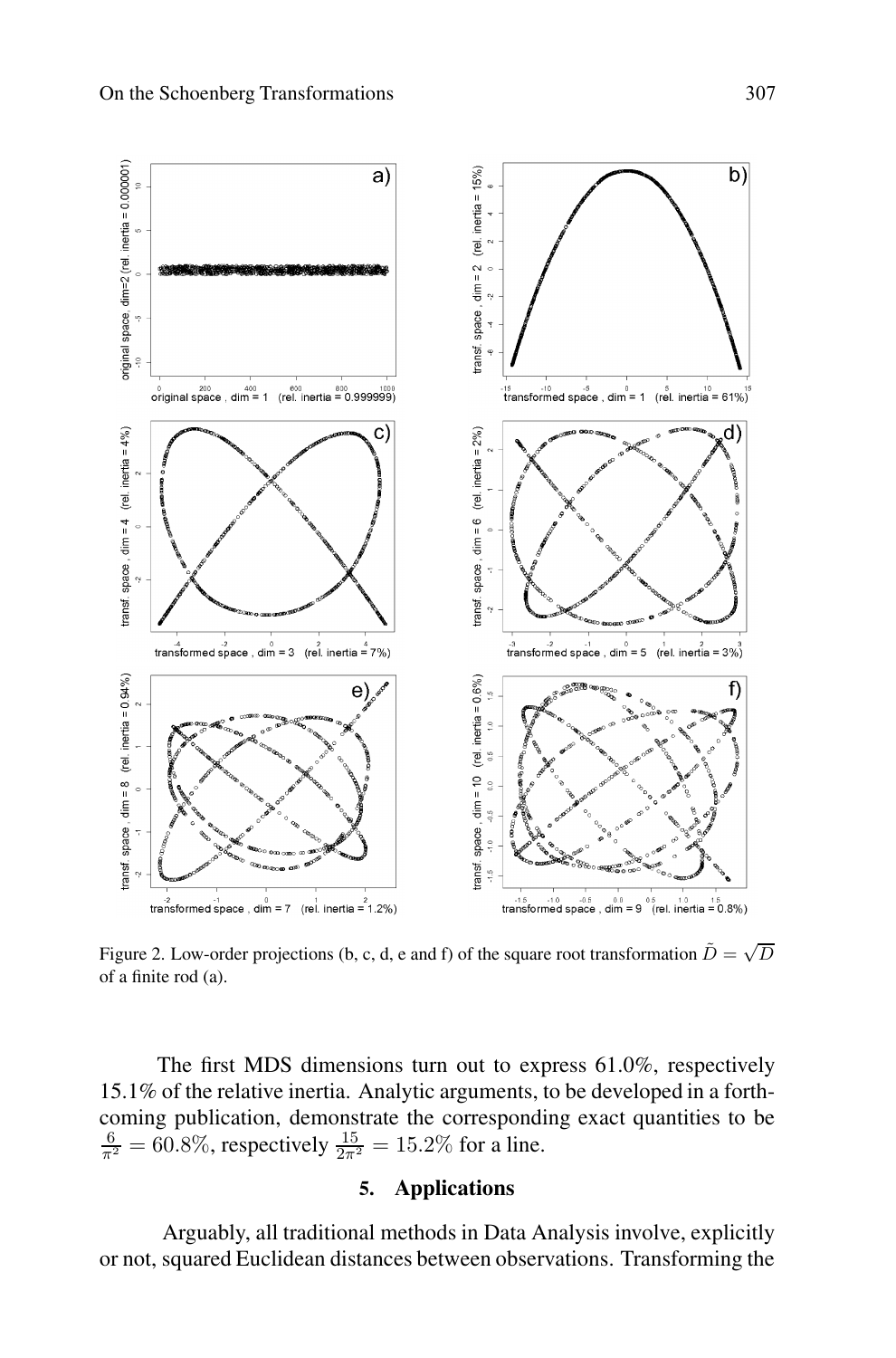Figure 2. Low-order projections (b, c, d, e and f) of the square root transformation $\tilde{D} = \sqrt{D}$ of a finite rod (a).

The first MDS dimensions turn out to express 61.0%, respectively 15.1% of the relative inertia. Analytic arguments, to be developed in a forthcoming publication, demonstrate the corresponding exact quantities to be $\frac{6}{\pi^2} = 60.8\%$, respectively $\frac{15}{2\pi^2} = 15.2\%$ for a line.

## 5. Applications

Arguably, all traditional methods in Data Analysis involve, explicitly or not, squared Euclidean distances between observations. Transforming the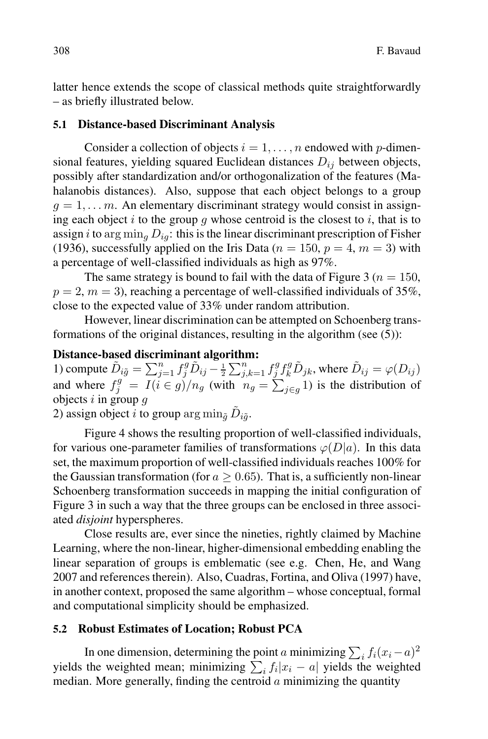latter hence extends the scope of classical methods quite straightforwardly – as briefly illustrated below.

### 5.1 Distance-based Discriminant Analysis

Consider a collection of objects $i = 1, \ldots, n$ endowed with $p$-dimensional features, yielding squared Euclidean distances $D_{ij}$ between objects, possibly after standardization and/or orthogonalization of the features (Mahalanobis distances). Also, suppose that each object belongs to a group $g = 1, \ldots m$. An elementary discriminant strategy would consist in assigning each object $i$ to the group $g$ whose centroid is the closest to $i$, that is to assign $i$ to $\arg\min_g D_{ig}$: this is the linear discriminant prescription of Fisher (1936), successfully applied on the Iris Data ($n = 150$, $p = 4$, $m = 3$) with a percentage of well-classified individuals as high as 97%.

The same strategy is bound to fail with the data of Figure 3 ($n = 150$, $p = 2$, $m = 3$), reaching a percentage of well-classified individuals of 35%, close to the expected value of 33% under random attribution.

However, linear discrimination can be attempted on Schoenberg transformations of the original distances, resulting in the algorithm (see (5)):

**Distance-based discriminant algorithm:**
1) compute $\tilde{D}_{i\tilde{g}} = \sum_{j=1}^{n} f_j^g \tilde{D}_{ij} - \frac{1}{2}\sum_{j,k=1}^{n} f_j^g f_k^g \tilde{D}_{jk}$, where $\tilde{D}_{ij} = \varphi(D_{ij})$ and where $f_j^g = I(i \in g)/n_g$ (with $n_g = \sum_{j \in g} 1$) is the distribution of objects $i$ in group $g$
2) assign object $i$ to group $\arg\min_{\tilde{g}} \tilde{D}_{i\tilde{g}}$.

Figure 4 shows the resulting proportion of well-classified individuals, for various one-parameter families of transformations $\varphi(D|a)$. In this data set, the maximum proportion of well-classified individuals reaches 100% for the Gaussian transformation (for $a \geq 0.65$). That is, a sufficiently non-linear Schoenberg transformation succeeds in mapping the initial configuration of Figure 3 in such a way that the three groups can be enclosed in three associated *disjoint* hyperspheres.

Close results are, ever since the nineties, rightly claimed by Machine Learning, where the non-linear, higher-dimensional embedding enabling the linear separation of groups is emblematic (see e.g. Chen, He, and Wang 2007 and references therein). Also, Cuadras, Fortina, and Oliva (1997) have, in another context, proposed the same algorithm – whose conceptual, formal and computational simplicity should be emphasized.

### 5.2 Robust Estimates of Location; Robust PCA

In one dimension, determining the point $a$ minimizing $\sum_i f_i(x_i - a)^2$ yields the weighted mean; minimizing $\sum_i f_i|x_i - a|$ yields the weighted median. More generally, finding the centroid $a$ minimizing the quantity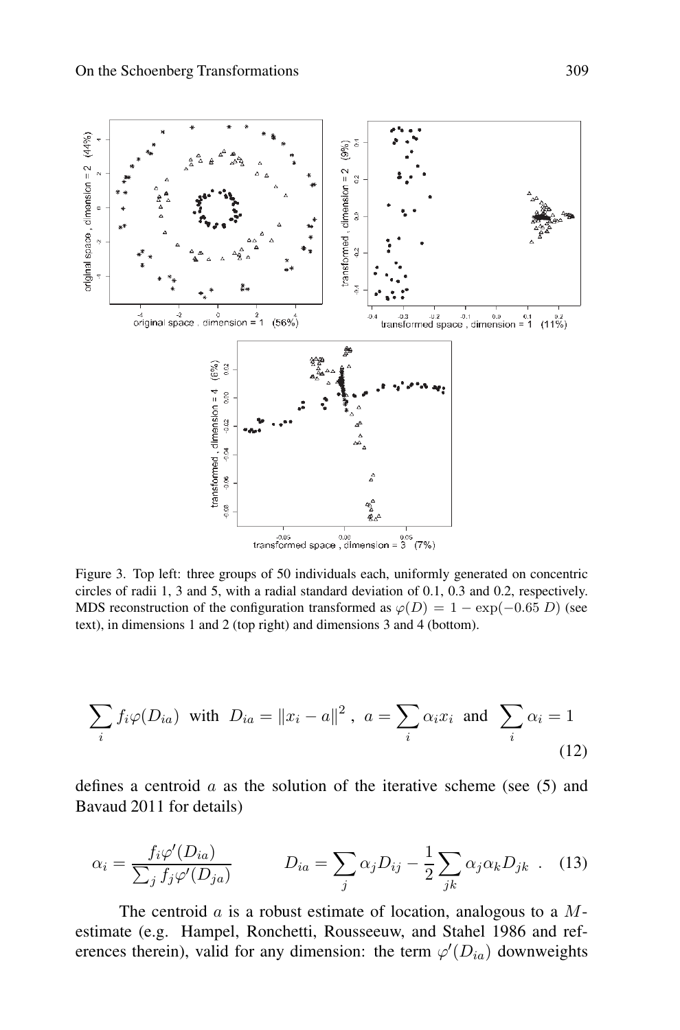Figure 3. Top left: three groups of 50 individuals each, uniformly generated on concentric circles of radii 1, 3 and 5, with a radial standard deviation of 0.1, 0.3 and 0.2, respectively. MDS reconstruction of the configuration transformed as $\varphi(D) = 1 - \exp(-0.65\ D)$ (see text), in dimensions 1 and 2 (top right) and dimensions 3 and 4 (bottom).

$$\sum_i f_i \varphi(D_{ia}) \;\;\text{with}\;\; D_{ia} = \|x_i - a\|^2\ ,\;\; a = \sum_i \alpha_i x_i \;\;\text{and}\;\; \sum_i \alpha_i = 1 \tag{12}$$

defines a centroid $a$ as the solution of the iterative scheme (see (5) and Bavaud 2011 for details)

$$\alpha_i = \frac{f_i \varphi'(D_{ia})}{\sum_j f_j \varphi'(D_{ja})} \qquad\qquad D_{ia} = \sum_j \alpha_j D_{ij} - \frac{1}{2}\sum_{jk} \alpha_j \alpha_k D_{jk}\ . \tag{13}$$

The centroid $a$ is a robust estimate of location, analogous to a $M$-estimate (e.g. Hampel, Ronchetti, Rousseeuw, and Stahel 1986 and references therein), valid for any dimension: the term $\varphi'(D_{ia})$ downweights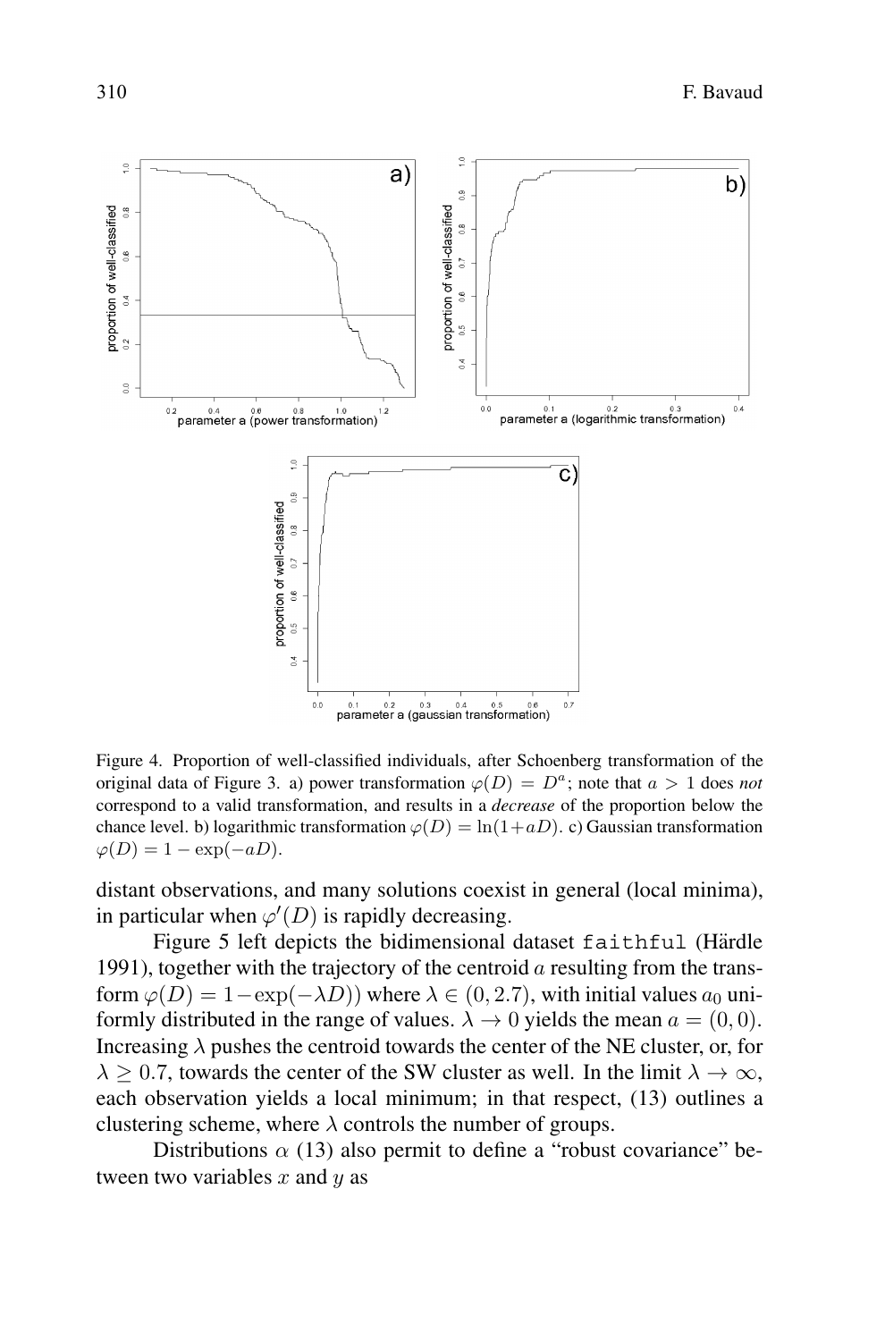Figure 4. Proportion of well-classified individuals, after Schoenberg transformation of the original data of Figure 3. a) power transformation $\varphi(D) = D^a$; note that $a > 1$ does *not* correspond to a valid transformation, and results in a *decrease* of the proportion below the chance level. b) logarithmic transformation $\varphi(D) = \ln(1+aD)$. c) Gaussian transformation $\varphi(D) = 1 - \exp(-aD)$.

distant observations, and many solutions coexist in general (local minima), in particular when $\varphi'(D)$ is rapidly decreasing.

Figure 5 left depicts the bidimensional dataset faithful (Härdle 1991), together with the trajectory of the centroid $a$ resulting from the transform $\varphi(D) = 1-\exp(-\lambda D))$ where $\lambda \in (0, 2.7)$, with initial values $a_0$ uniformly distributed in the range of values. $\lambda \to 0$ yields the mean $a = (0, 0)$. Increasing $\lambda$ pushes the centroid towards the center of the NE cluster, or, for $\lambda \geq 0.7$, towards the center of the SW cluster as well. In the limit $\lambda \to \infty$, each observation yields a local minimum; in that respect, (13) outlines a clustering scheme, where $\lambda$ controls the number of groups.

Distributions $\alpha$ (13) also permit to define a "robust covariance" between two variables $x$ and $y$ as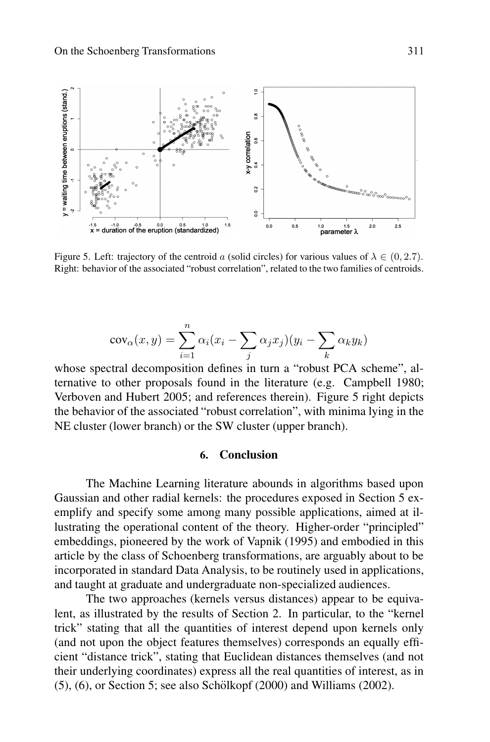Figure 5. Left: trajectory of the centroid $a$ (solid circles) for various values of $\lambda \in (0, 2.7)$. Right: behavior of the associated "robust correlation", related to the two families of centroids.

$$\text{cov}_\alpha(x, y) = \sum_{i=1}^{n} \alpha_i (x_i - \sum_j \alpha_j x_j)(y_i - \sum_k \alpha_k y_k)$$

whose spectral decomposition defines in turn a "robust PCA scheme", alternative to other proposals found in the literature (e.g. Campbell 1980; Verboven and Hubert 2005; and references therein). Figure 5 right depicts the behavior of the associated "robust correlation", with minima lying in the NE cluster (lower branch) or the SW cluster (upper branch).

## 6. Conclusion

The Machine Learning literature abounds in algorithms based upon Gaussian and other radial kernels: the procedures exposed in Section 5 exemplify and specify some among many possible applications, aimed at illustrating the operational content of the theory. Higher-order "principled" embeddings, pioneered by the work of Vapnik (1995) and embodied in this article by the class of Schoenberg transformations, are arguably about to be incorporated in standard Data Analysis, to be routinely used in applications, and taught at graduate and undergraduate non-specialized audiences.

The two approaches (kernels versus distances) appear to be equivalent, as illustrated by the results of Section 2. In particular, to the "kernel trick" stating that all the quantities of interest depend upon kernels only (and not upon the object features themselves) corresponds an equally efficient "distance trick", stating that Euclidean distances themselves (and not their underlying coordinates) express all the real quantities of interest, as in (5), (6), or Section 5; see also Schölkopf (2000) and Williams (2002).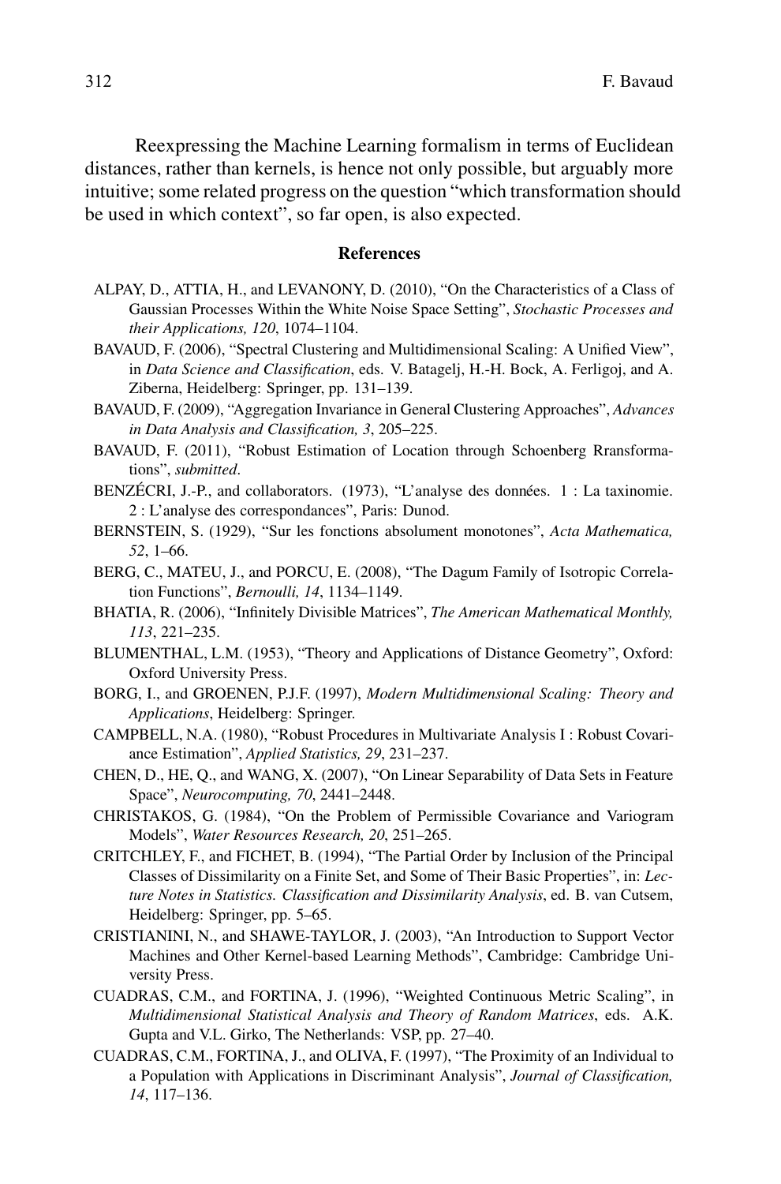Reexpressing the Machine Learning formalism in terms of Euclidean distances, rather than kernels, is hence not only possible, but arguably more intuitive; some related progress on the question "which transformation should be used in which context", so far open, is also expected.

## References

ALPAY, D., ATTIA, H., and LEVANONY, D. (2010), "On the Characteristics of a Class of Gaussian Processes Within the White Noise Space Setting", *Stochastic Processes and their Applications, 120*, 1074–1104.

BAVAUD, F. (2006), "Spectral Clustering and Multidimensional Scaling: A Unified View", in *Data Science and Classification*, eds. V. Batagelj, H.-H. Bock, A. Ferligoj, and A. Ziberna, Heidelberg: Springer, pp. 131–139.

BAVAUD, F. (2009), "Aggregation Invariance in General Clustering Approaches", *Advances in Data Analysis and Classification, 3*, 205–225.

BAVAUD, F. (2011), "Robust Estimation of Location through Schoenberg Rransformations", *submitted*.

BENZÉCRI, J.-P., and collaborators. (1973), "L'analyse des données. 1 : La taxinomie. 2 : L'analyse des correspondances", Paris: Dunod.

BERNSTEIN, S. (1929), "Sur les fonctions absolument monotones", *Acta Mathematica, 52*, 1–66.

BERG, C., MATEU, J., and PORCU, E. (2008), "The Dagum Family of Isotropic Correlation Functions", *Bernoulli, 14*, 1134–1149.

BHATIA, R. (2006), "Infinitely Divisible Matrices", *The American Mathematical Monthly, 113*, 221–235.

BLUMENTHAL, L.M. (1953), "Theory and Applications of Distance Geometry", Oxford: Oxford University Press.

BORG, I., and GROENEN, P.J.F. (1997), *Modern Multidimensional Scaling: Theory and Applications*, Heidelberg: Springer.

CAMPBELL, N.A. (1980), "Robust Procedures in Multivariate Analysis I : Robust Covariance Estimation", *Applied Statistics, 29*, 231–237.

CHEN, D., HE, Q., and WANG, X. (2007), "On Linear Separability of Data Sets in Feature Space", *Neurocomputing, 70*, 2441–2448.

CHRISTAKOS, G. (1984), "On the Problem of Permissible Covariance and Variogram Models", *Water Resources Research, 20*, 251–265.

CRITCHLEY, F., and FICHET, B. (1994), "The Partial Order by Inclusion of the Principal Classes of Dissimilarity on a Finite Set, and Some of Their Basic Properties", in: *Lecture Notes in Statistics. Classification and Dissimilarity Analysis*, ed. B. van Cutsem, Heidelberg: Springer, pp. 5–65.

CRISTIANINI, N., and SHAWE-TAYLOR, J. (2003), "An Introduction to Support Vector Machines and Other Kernel-based Learning Methods", Cambridge: Cambridge University Press.

CUADRAS, C.M., and FORTINA, J. (1996), "Weighted Continuous Metric Scaling", in *Multidimensional Statistical Analysis and Theory of Random Matrices*, eds. A.K. Gupta and V.L. Girko, The Netherlands: VSP, pp. 27–40.

CUADRAS, C.M., FORTINA, J., and OLIVA, F. (1997), "The Proximity of an Individual to a Population with Applications in Discriminant Analysis", *Journal of Classification, 14*, 117–136.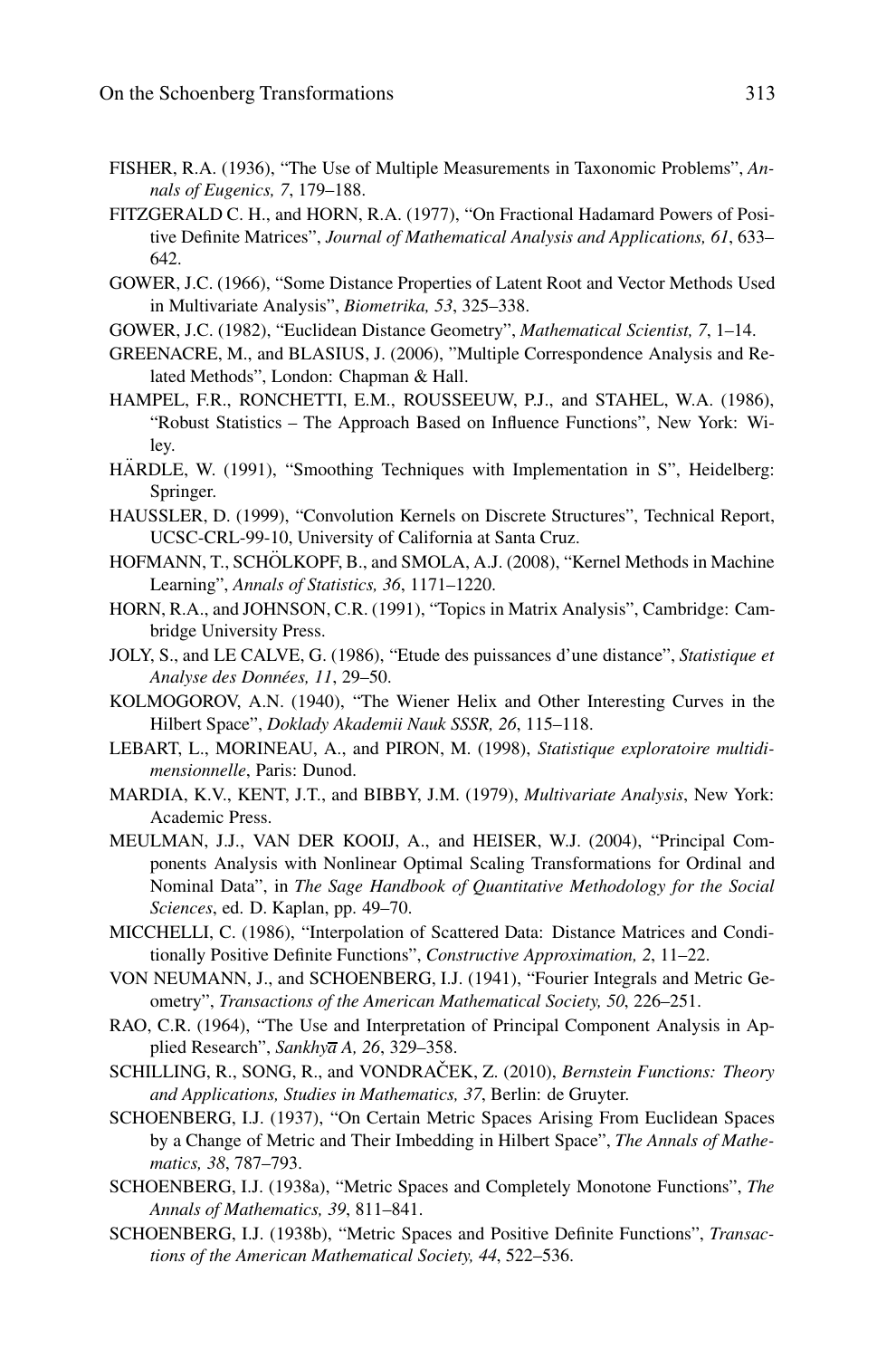FISHER, R.A. (1936), "The Use of Multiple Measurements in Taxonomic Problems", *Annals of Eugenics, 7*, 179–188.

FITZGERALD C. H., and HORN, R.A. (1977), "On Fractional Hadamard Powers of Positive Definite Matrices", *Journal of Mathematical Analysis and Applications, 61*, 633–642.

GOWER, J.C. (1966), "Some Distance Properties of Latent Root and Vector Methods Used in Multivariate Analysis", *Biometrika, 53*, 325–338.

GOWER, J.C. (1982), "Euclidean Distance Geometry", *Mathematical Scientist, 7*, 1–14.

GREENACRE, M., and BLASIUS, J. (2006), "Multiple Correspondence Analysis and Related Methods", London: Chapman & Hall.

HAMPEL, F.R., RONCHETTI, E.M., ROUSSEEUW, P.J., and STAHEL, W.A. (1986), "Robust Statistics – The Approach Based on Influence Functions", New York: Wiley.

HÄRDLE, W. (1991), "Smoothing Techniques with Implementation in S", Heidelberg: Springer.

HAUSSLER, D. (1999), "Convolution Kernels on Discrete Structures", Technical Report, UCSC-CRL-99-10, University of California at Santa Cruz.

HOFMANN, T., SCHÖLKOPF, B., and SMOLA, A.J. (2008), "Kernel Methods in Machine Learning", *Annals of Statistics, 36*, 1171–1220.

HORN, R.A., and JOHNSON, C.R. (1991), "Topics in Matrix Analysis", Cambridge: Cambridge University Press.

JOLY, S., and LE CALVE, G. (1986), "Etude des puissances d'une distance", *Statistique et Analyse des Données, 11*, 29–50.

KOLMOGOROV, A.N. (1940), "The Wiener Helix and Other Interesting Curves in the Hilbert Space", *Doklady Akademii Nauk SSSR, 26*, 115–118.

LEBART, L., MORINEAU, A., and PIRON, M. (1998), *Statistique exploratoire multidimensionnelle*, Paris: Dunod.

MARDIA, K.V., KENT, J.T., and BIBBY, J.M. (1979), *Multivariate Analysis*, New York: Academic Press.

MEULMAN, J.J., VAN DER KOOIJ, A., and HEISER, W.J. (2004), "Principal Components Analysis with Nonlinear Optimal Scaling Transformations for Ordinal and Nominal Data", in *The Sage Handbook of Quantitative Methodology for the Social Sciences*, ed. D. Kaplan, pp. 49–70.

MICCHELLI, C. (1986), "Interpolation of Scattered Data: Distance Matrices and Conditionally Positive Definite Functions", *Constructive Approximation, 2*, 11–22.

VON NEUMANN, J., and SCHOENBERG, I.J. (1941), "Fourier Integrals and Metric Geometry", *Transactions of the American Mathematical Society, 50*, 226–251.

RAO, C.R. (1964), "The Use and Interpretation of Principal Component Analysis in Applied Research", *Sankhyā A, 26*, 329–358.

SCHILLING, R., SONG, R., and VONDRAČEK, Z. (2010), *Bernstein Functions: Theory and Applications, Studies in Mathematics, 37*, Berlin: de Gruyter.

SCHOENBERG, I.J. (1937), "On Certain Metric Spaces Arising From Euclidean Spaces by a Change of Metric and Their Imbedding in Hilbert Space", *The Annals of Mathematics, 38*, 787–793.

SCHOENBERG, I.J. (1938a), "Metric Spaces and Completely Monotone Functions", *The Annals of Mathematics, 39*, 811–841.

SCHOENBERG, I.J. (1938b), "Metric Spaces and Positive Definite Functions", *Transactions of the American Mathematical Society, 44*, 522–536.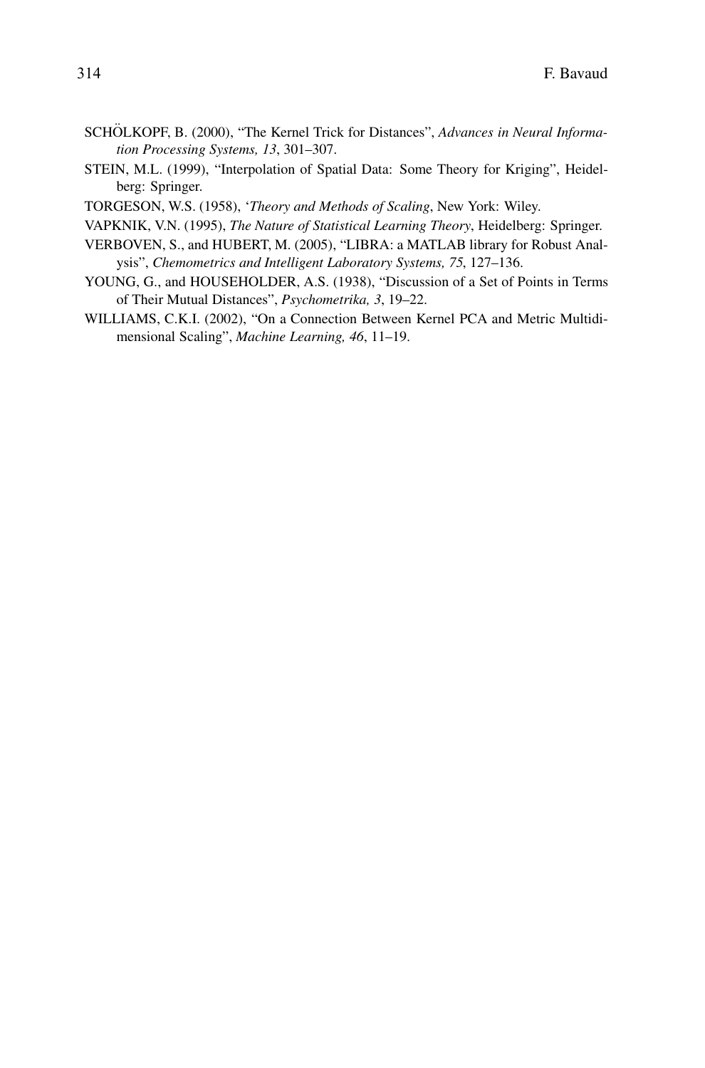SCHÖLKOPF, B. (2000), "The Kernel Trick for Distances", *Advances in Neural Information Processing Systems, 13*, 301–307.

STEIN, M.L. (1999), "Interpolation of Spatial Data: Some Theory for Kriging", Heidelberg: Springer.

TORGESON, W.S. (1958), '*Theory and Methods of Scaling*, New York: Wiley.

VAPKNIK, V.N. (1995), *The Nature of Statistical Learning Theory*, Heidelberg: Springer.

VERBOVEN, S., and HUBERT, M. (2005), "LIBRA: a MATLAB library for Robust Analysis", *Chemometrics and Intelligent Laboratory Systems, 75*, 127–136.

YOUNG, G., and HOUSEHOLDER, A.S. (1938), "Discussion of a Set of Points in Terms of Their Mutual Distances", *Psychometrika, 3*, 19–22.

WILLIAMS, C.K.I. (2002), "On a Connection Between Kernel PCA and Metric Multidimensional Scaling", *Machine Learning, 46*, 11–19.